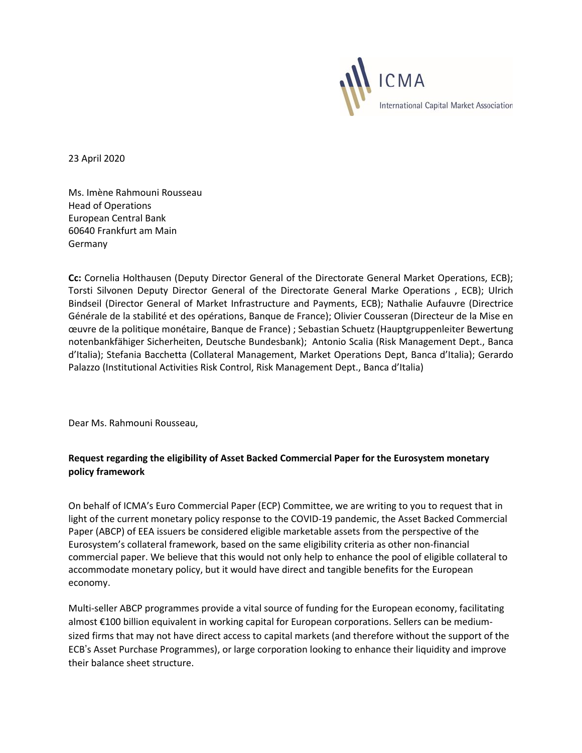ICMA

International Capital Market Association

23 April 2020

Ms. Imène Rahmouni Rousseau
Head of Operations
European Central Bank
60640 Frankfurt am Main
Germany

**Cc:** Cornelia Holthausen (Deputy Director General of the Directorate General Market Operations, ECB); Torsti Silvonen Deputy Director General of the Directorate General Marke Operations , ECB); Ulrich Bindseil (Director General of Market Infrastructure and Payments, ECB); Nathalie Aufauvre (Directrice Générale de la stabilité et des opérations, Banque de France); Olivier Cousseran (Directeur de la Mise en œuvre de la politique monétaire, Banque de France) ; Sebastian Schuetz (Hauptgruppenleiter Bewertung notenbankfähiger Sicherheiten, Deutsche Bundesbank); Antonio Scalia (Risk Management Dept., Banca d'Italia); Stefania Bacchetta (Collateral Management, Market Operations Dept, Banca d'Italia); Gerardo Palazzo (Institutional Activities Risk Control, Risk Management Dept., Banca d'Italia)

Dear Ms. Rahmouni Rousseau,

**Request regarding the eligibility of Asset Backed Commercial Paper for the Eurosystem monetary policy framework**

On behalf of ICMA's Euro Commercial Paper (ECP) Committee, we are writing to you to request that in light of the current monetary policy response to the COVID-19 pandemic, the Asset Backed Commercial Paper (ABCP) of EEA issuers be considered eligible marketable assets from the perspective of the Eurosystem's collateral framework, based on the same eligibility criteria as other non-financial commercial paper. We believe that this would not only help to enhance the pool of eligible collateral to accommodate monetary policy, but it would have direct and tangible benefits for the European economy.

Multi-seller ABCP programmes provide a vital source of funding for the European economy, facilitating almost €100 billion equivalent in working capital for European corporations. Sellers can be medium-sized firms that may not have direct access to capital markets (and therefore without the support of the ECB's Asset Purchase Programmes), or large corporation looking to enhance their liquidity and improve their balance sheet structure.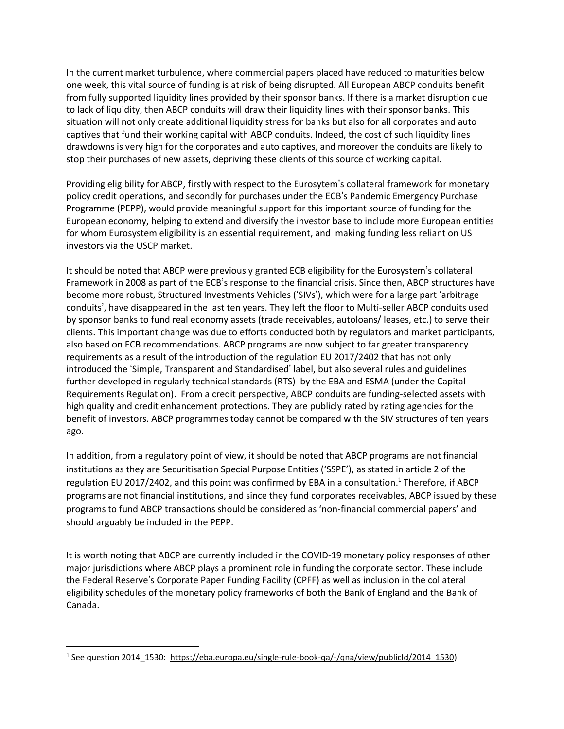In the current market turbulence, where commercial papers placed have reduced to maturities below one week, this vital source of funding is at risk of being disrupted. All European ABCP conduits benefit from fully supported liquidity lines provided by their sponsor banks. If there is a market disruption due to lack of liquidity, then ABCP conduits will draw their liquidity lines with their sponsor banks. This situation will not only create additional liquidity stress for banks but also for all corporates and auto captives that fund their working capital with ABCP conduits. Indeed, the cost of such liquidity lines drawdowns is very high for the corporates and auto captives, and moreover the conduits are likely to stop their purchases of new assets, depriving these clients of this source of working capital.

Providing eligibility for ABCP, firstly with respect to the Eurosytem's collateral framework for monetary policy credit operations, and secondly for purchases under the ECB's Pandemic Emergency Purchase Programme (PEPP), would provide meaningful support for this important source of funding for the European economy, helping to extend and diversify the investor base to include more European entities for whom Eurosystem eligibility is an essential requirement, and making funding less reliant on US investors via the USCP market.

It should be noted that ABCP were previously granted ECB eligibility for the Eurosystem's collateral Framework in 2008 as part of the ECB's response to the financial crisis. Since then, ABCP structures have become more robust, Structured Investments Vehicles ('SIVs'), which were for a large part 'arbitrage conduits', have disappeared in the last ten years. They left the floor to Multi-seller ABCP conduits used by sponsor banks to fund real economy assets (trade receivables, autoloans/ leases, etc.) to serve their clients. This important change was due to efforts conducted both by regulators and market participants, also based on ECB recommendations. ABCP programs are now subject to far greater transparency requirements as a result of the introduction of the regulation EU 2017/2402 that has not only introduced the 'Simple, Transparent and Standardised' label, but also several rules and guidelines further developed in regularly technical standards (RTS) by the EBA and ESMA (under the Capital Requirements Regulation). From a credit perspective, ABCP conduits are funding-selected assets with high quality and credit enhancement protections. They are publicly rated by rating agencies for the benefit of investors. ABCP programmes today cannot be compared with the SIV structures of ten years ago.

In addition, from a regulatory point of view, it should be noted that ABCP programs are not financial institutions as they are Securitisation Special Purpose Entities ('SSPE'), as stated in article 2 of the regulation EU 2017/2402, and this point was confirmed by EBA in a consultation.[1] Therefore, if ABCP programs are not financial institutions, and since they fund corporates receivables, ABCP issued by these programs to fund ABCP transactions should be considered as 'non-financial commercial papers' and should arguably be included in the PEPP.

It is worth noting that ABCP are currently included in the COVID-19 monetary policy responses of other major jurisdictions where ABCP plays a prominent role in funding the corporate sector. These include the Federal Reserve's Corporate Paper Funding Facility (CPFF) as well as inclusion in the collateral eligibility schedules of the monetary policy frameworks of both the Bank of England and the Bank of Canada.

---

[1] See question 2014_1530: https://eba.europa.eu/single-rule-book-qa/-/qna/view/publicId/2014_1530)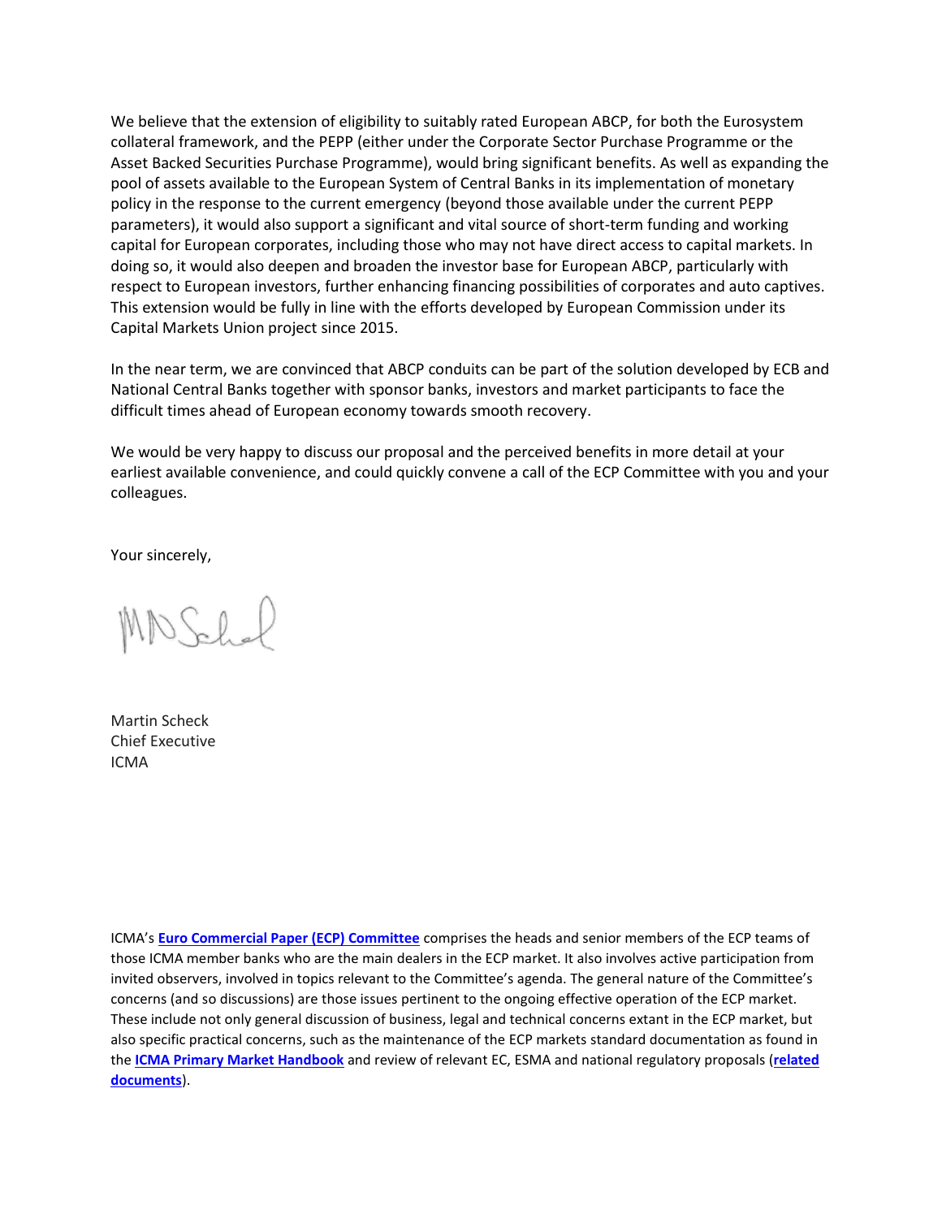We believe that the extension of eligibility to suitably rated European ABCP, for both the Eurosystem collateral framework, and the PEPP (either under the Corporate Sector Purchase Programme or the Asset Backed Securities Purchase Programme), would bring significant benefits. As well as expanding the pool of assets available to the European System of Central Banks in its implementation of monetary policy in the response to the current emergency (beyond those available under the current PEPP parameters), it would also support a significant and vital source of short-term funding and working capital for European corporates, including those who may not have direct access to capital markets. In doing so, it would also deepen and broaden the investor base for European ABCP, particularly with respect to European investors, further enhancing financing possibilities of corporates and auto captives. This extension would be fully in line with the efforts developed by European Commission under its Capital Markets Union project since 2015.

In the near term, we are convinced that ABCP conduits can be part of the solution developed by ECB and National Central Banks together with sponsor banks, investors and market participants to face the difficult times ahead of European economy towards smooth recovery.

We would be very happy to discuss our proposal and the perceived benefits in more detail at your earliest available convenience, and could quickly convene a call of the ECP Committee with you and your colleagues.

Your sincerely,

Martin Scheck
Chief Executive
ICMA

ICMA's **Euro Commercial Paper (ECP) Committee** comprises the heads and senior members of the ECP teams of those ICMA member banks who are the main dealers in the ECP market. It also involves active participation from invited observers, involved in topics relevant to the Committee's agenda. The general nature of the Committee's concerns (and so discussions) are those issues pertinent to the ongoing effective operation of the ECP market. These include not only general discussion of business, legal and technical concerns extant in the ECP market, but also specific practical concerns, such as the maintenance of the ECP markets standard documentation as found in the **ICMA Primary Market Handbook** and review of relevant EC, ESMA and national regulatory proposals (**related documents**).